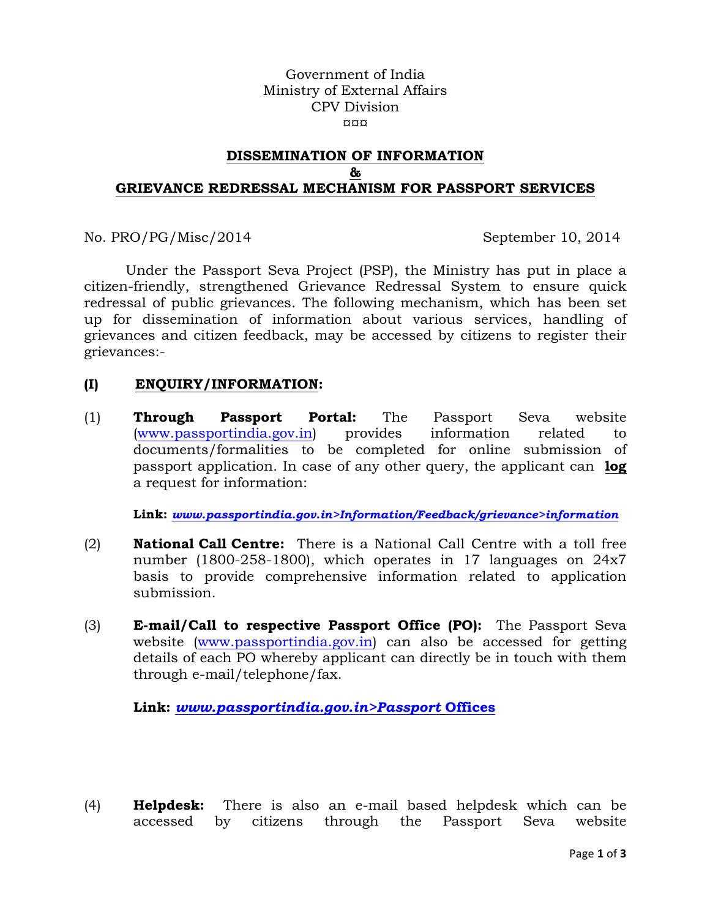Government of India
Ministry of External Affairs
CPV Division
¤¤¤

## DISSEMINATION OF INFORMATION
## &
## GRIEVANCE REDRESSAL MECHANISM FOR PASSPORT SERVICES

No. PRO/PG/Misc/2014 September 10, 2014

Under the Passport Seva Project (PSP), the Ministry has put in place a citizen-friendly, strengthened Grievance Redressal System to ensure quick redressal of public grievances. The following mechanism, which has been set up for dissemination of information about various services, handling of grievances and citizen feedback, may be accessed by citizens to register their grievances:-

### (I) ENQUIRY/INFORMATION:

(1) **Through Passport Portal:** The Passport Seva website (www.passportindia.gov.in) provides information related to documents/formalities to be completed for online submission of passport application. In case of any other query, the applicant can **log** a request for information:

**Link:** ***www.passportindia.gov.in>Information/Feedback/grievance>information***

(2) **National Call Centre:** There is a National Call Centre with a toll free number (1800-258-1800), which operates in 17 languages on 24x7 basis to provide comprehensive information related to application submission.

(3) **E-mail/Call to respective Passport Office (PO):** The Passport Seva website (www.passportindia.gov.in) can also be accessed for getting details of each PO whereby applicant can directly be in touch with them through e-mail/telephone/fax.

**Link:** ***www.passportindia.gov.in>Passport* Offices**

(4) **Helpdesk:** There is also an e-mail based helpdesk which can be accessed by citizens through the Passport Seva website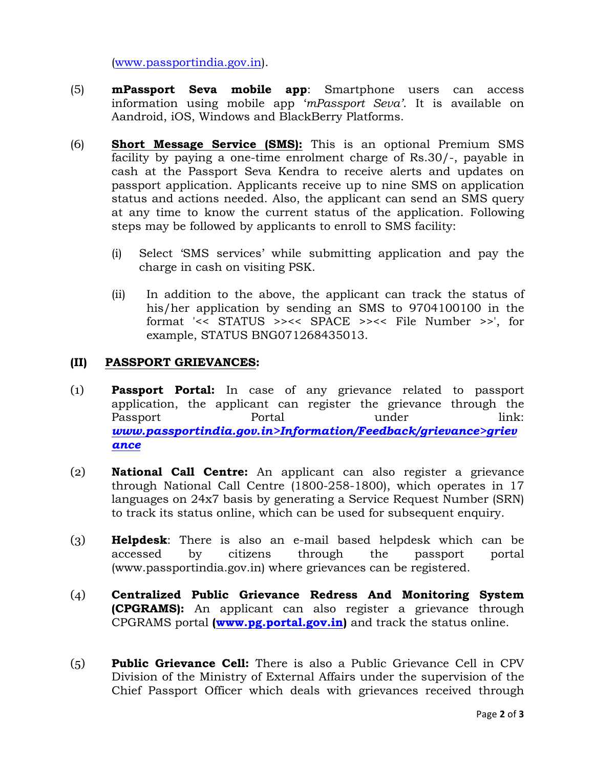(www.passportindia.gov.in).

(5) **mPassport Seva mobile app**: Smartphone users can access information using mobile app '*mPassport Seva'*. It is available on Aandroid, iOS, Windows and BlackBerry Platforms.

(6) **Short Message Service (SMS):** This is an optional Premium SMS facility by paying a one-time enrolment charge of Rs.30/-, payable in cash at the Passport Seva Kendra to receive alerts and updates on passport application. Applicants receive up to nine SMS on application status and actions needed. Also, the applicant can send an SMS query at any time to know the current status of the application. Following steps may be followed by applicants to enroll to SMS facility:

(i) Select 'SMS services' while submitting application and pay the charge in cash on visiting PSK.

(ii) In addition to the above, the applicant can track the status of his/her application by sending an SMS to 9704100100 in the format '<< STATUS >><< SPACE >><< File Number >>', for example, STATUS BNG071268435013.

## (II) PASSPORT GRIEVANCES:

(1) **Passport Portal:** In case of any grievance related to passport application, the applicant can register the grievance through the Passport Portal under link: ***www.passportindia.gov.in>Information/Feedback/grievance>grievance***

(2) **National Call Centre:** An applicant can also register a grievance through National Call Centre (1800-258-1800), which operates in 17 languages on 24x7 basis by generating a Service Request Number (SRN) to track its status online, which can be used for subsequent enquiry.

(3) **Helpdesk**: There is also an e-mail based helpdesk which can be accessed by citizens through the passport portal (www.passportindia.gov.in) where grievances can be registered.

(4) **Centralized Public Grievance Redress And Monitoring System (CPGRAMS):** An applicant can also register a grievance through CPGRAMS portal **(www.pg.portal.gov.in)** and track the status online.

(5) **Public Grievance Cell:** There is also a Public Grievance Cell in CPV Division of the Ministry of External Affairs under the supervision of the Chief Passport Officer which deals with grievances received through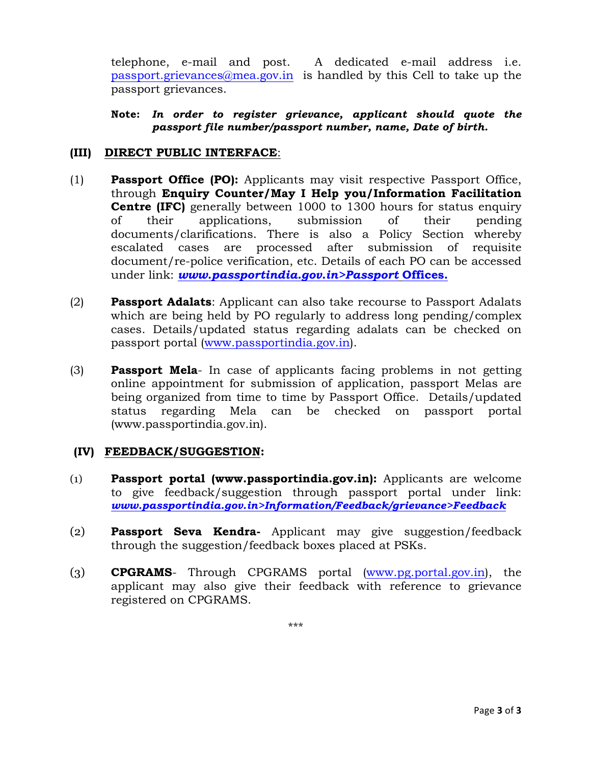telephone, e-mail and post. A dedicated e-mail address i.e. passport.grievances@mea.gov.in is handled by this Cell to take up the passport grievances.

**Note:** ***In order to register grievance, applicant should quote the passport file number/passport number, name, Date of birth.***

## (III) DIRECT PUBLIC INTERFACE:

(1) **Passport Office (PO):** Applicants may visit respective Passport Office, through **Enquiry Counter/May I Help you/Information Facilitation Centre (IFC)** generally between 1000 to 1300 hours for status enquiry of their applications, submission of their pending documents/clarifications. There is also a Policy Section whereby escalated cases are processed after submission of requisite document/re-police verification, etc. Details of each PO can be accessed under link: ***www.passportindia.gov.in>Passport* Offices.**

(2) **Passport Adalats**: Applicant can also take recourse to Passport Adalats which are being held by PO regularly to address long pending/complex cases. Details/updated status regarding adalats can be checked on passport portal (www.passportindia.gov.in).

(3) **Passport Mela**- In case of applicants facing problems in not getting online appointment for submission of application, passport Melas are being organized from time to time by Passport Office. Details/updated status regarding Mela can be checked on passport portal (www.passportindia.gov.in).

## (IV) FEEDBACK/SUGGESTION:

(1) **Passport portal (www.passportindia.gov.in):** Applicants are welcome to give feedback/suggestion through passport portal under link: ***www.passportindia.gov.in>Information/Feedback/grievance>Feedback***

(2) **Passport Seva Kendra-** Applicant may give suggestion/feedback through the suggestion/feedback boxes placed at PSKs.

(3) **CPGRAMS**- Through CPGRAMS portal (www.pg.portal.gov.in), the applicant may also give their feedback with reference to grievance registered on CPGRAMS.

\*\*\*